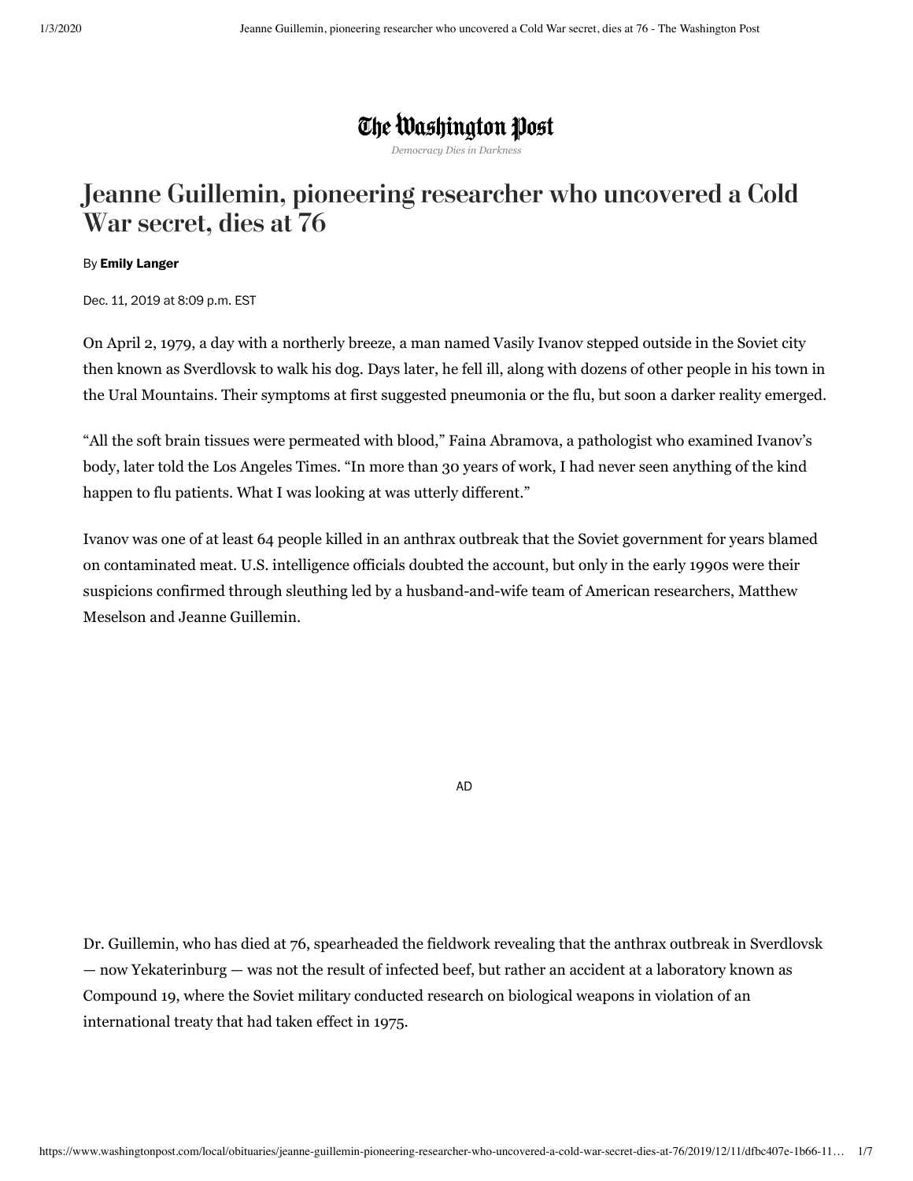The Washington Post

*Democracy Dies in Darkness*

# Jeanne Guillemin, pioneering researcher who uncovered a Cold War secret, dies at 76

By **Emily Langer**

Dec. 11, 2019 at 8:09 p.m. EST

On April 2, 1979, a day with a northerly breeze, a man named Vasily Ivanov stepped outside in the Soviet city then known as Sverdlovsk to walk his dog. Days later, he fell ill, along with dozens of other people in his town in the Ural Mountains. Their symptoms at first suggested pneumonia or the flu, but soon a darker reality emerged.

"All the soft brain tissues were permeated with blood," Faina Abramova, a pathologist who examined Ivanov's body, later told the Los Angeles Times. "In more than 30 years of work, I had never seen anything of the kind happen to flu patients. What I was looking at was utterly different."

Ivanov was one of at least 64 people killed in an anthrax outbreak that the Soviet government for years blamed on contaminated meat. U.S. intelligence officials doubted the account, but only in the early 1990s were their suspicions confirmed through sleuthing led by a husband-and-wife team of American researchers, Matthew Meselson and Jeanne Guillemin.

AD

Dr. Guillemin, who has died at 76, spearheaded the fieldwork revealing that the anthrax outbreak in Sverdlovsk — now Yekaterinburg — was not the result of infected beef, but rather an accident at a laboratory known as Compound 19, where the Soviet military conducted research on biological weapons in violation of an international treaty that had taken effect in 1975.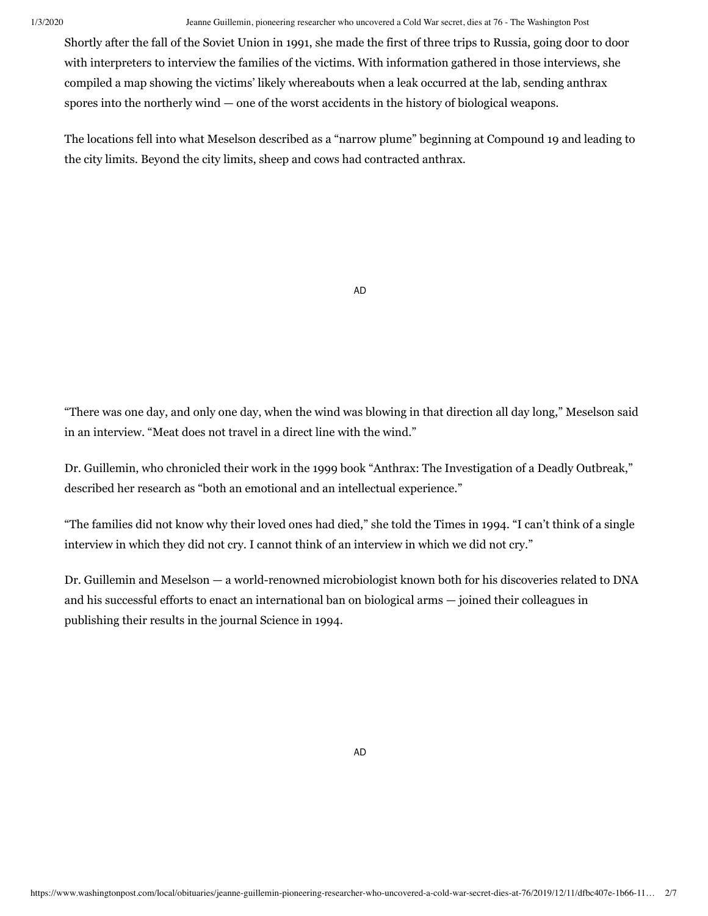Shortly after the fall of the Soviet Union in 1991, she made the first of three trips to Russia, going door to door with interpreters to interview the families of the victims. With information gathered in those interviews, she compiled a map showing the victims' likely whereabouts when a leak occurred at the lab, sending anthrax spores into the northerly wind — one of the worst accidents in the history of biological weapons.

The locations fell into what Meselson described as a "narrow plume" beginning at Compound 19 and leading to the city limits. Beyond the city limits, sheep and cows had contracted anthrax.

"There was one day, and only one day, when the wind was blowing in that direction all day long," Meselson said in an interview. "Meat does not travel in a direct line with the wind."

Dr. Guillemin, who chronicled their work in the 1999 book "Anthrax: The Investigation of a Deadly Outbreak," described her research as "both an emotional and an intellectual experience."

"The families did not know why their loved ones had died," she told the Times in 1994. "I can't think of a single interview in which they did not cry. I cannot think of an interview in which we did not cry."

Dr. Guillemin and Meselson — a world-renowned microbiologist known both for his discoveries related to DNA and his successful efforts to enact an international ban on biological arms — joined their colleagues in publishing their results in the journal Science in 1994.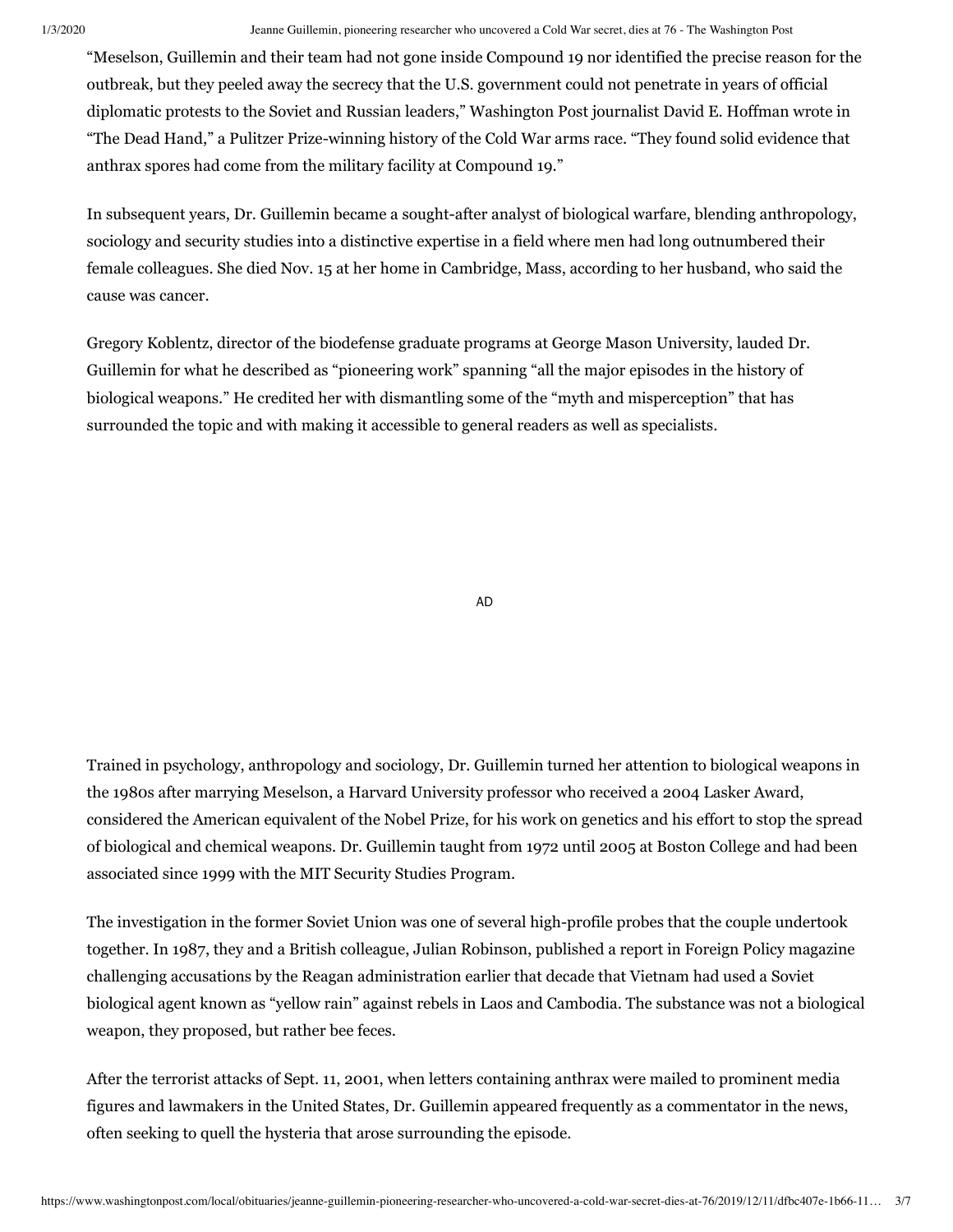"Meselson, Guillemin and their team had not gone inside Compound 19 nor identified the precise reason for the outbreak, but they peeled away the secrecy that the U.S. government could not penetrate in years of official diplomatic protests to the Soviet and Russian leaders," Washington Post journalist David E. Hoffman wrote in "The Dead Hand," a Pulitzer Prize-winning history of the Cold War arms race. "They found solid evidence that anthrax spores had come from the military facility at Compound 19."

In subsequent years, Dr. Guillemin became a sought-after analyst of biological warfare, blending anthropology, sociology and security studies into a distinctive expertise in a field where men had long outnumbered their female colleagues. She died Nov. 15 at her home in Cambridge, Mass, according to her husband, who said the cause was cancer.

Gregory Koblentz, director of the biodefense graduate programs at George Mason University, lauded Dr. Guillemin for what he described as "pioneering work" spanning "all the major episodes in the history of biological weapons." He credited her with dismantling some of the "myth and misperception" that has surrounded the topic and with making it accessible to general readers as well as specialists.

AD

Trained in psychology, anthropology and sociology, Dr. Guillemin turned her attention to biological weapons in the 1980s after marrying Meselson, a Harvard University professor who received a 2004 Lasker Award, considered the American equivalent of the Nobel Prize, for his work on genetics and his effort to stop the spread of biological and chemical weapons. Dr. Guillemin taught from 1972 until 2005 at Boston College and had been associated since 1999 with the MIT Security Studies Program.

The investigation in the former Soviet Union was one of several high-profile probes that the couple undertook together. In 1987, they and a British colleague, Julian Robinson, published a report in Foreign Policy magazine challenging accusations by the Reagan administration earlier that decade that Vietnam had used a Soviet biological agent known as "yellow rain" against rebels in Laos and Cambodia. The substance was not a biological weapon, they proposed, but rather bee feces.

After the terrorist attacks of Sept. 11, 2001, when letters containing anthrax were mailed to prominent media figures and lawmakers in the United States, Dr. Guillemin appeared frequently as a commentator in the news, often seeking to quell the hysteria that arose surrounding the episode.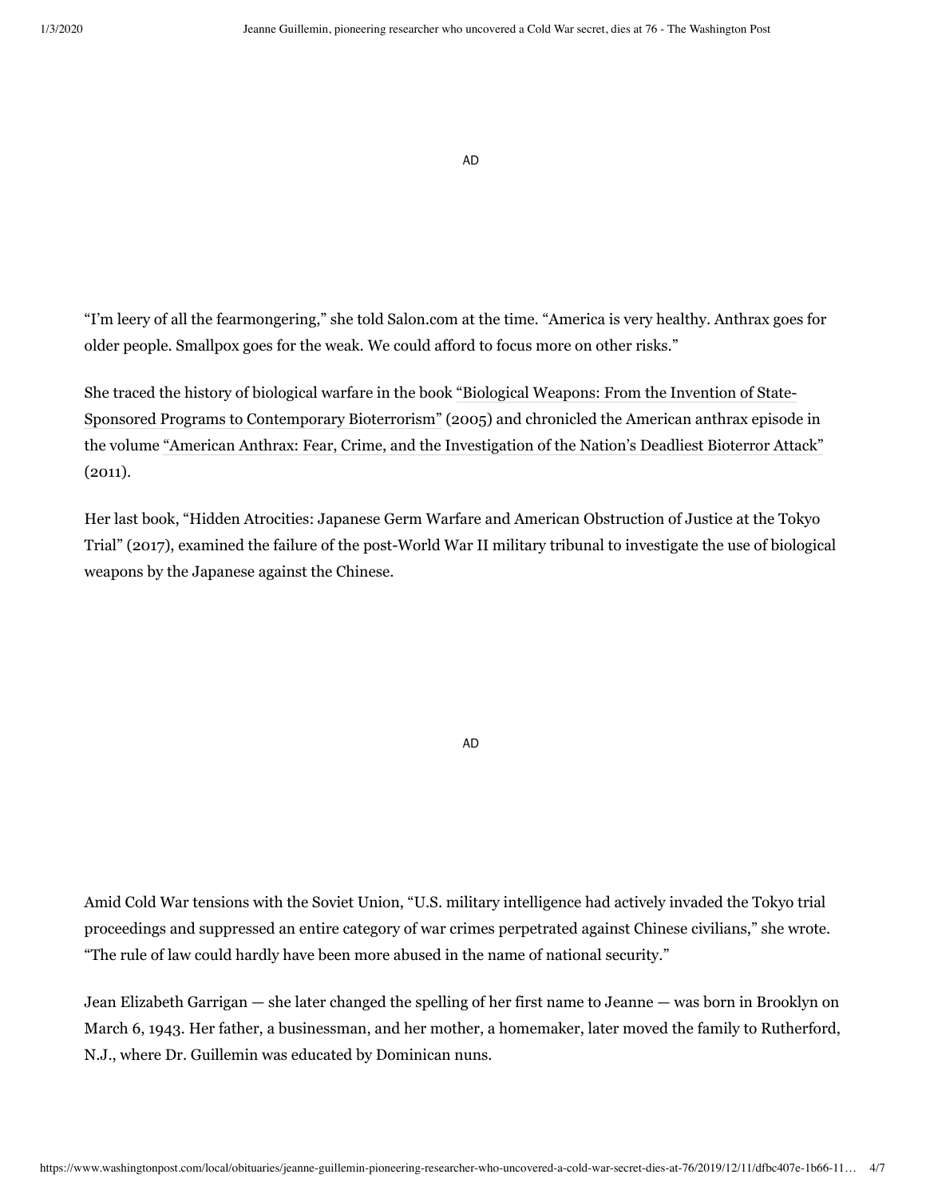"I'm leery of all the fearmongering," she told Salon.com at the time. "America is very healthy. Anthrax goes for older people. Smallpox goes for the weak. We could afford to focus more on other risks."

She traced the history of biological warfare in the book "Biological Weapons: From the Invention of State-Sponsored Programs to Contemporary Bioterrorism" (2005) and chronicled the American anthrax episode in the volume "American Anthrax: Fear, Crime, and the Investigation of the Nation's Deadliest Bioterror Attack" (2011).

Her last book, "Hidden Atrocities: Japanese Germ Warfare and American Obstruction of Justice at the Tokyo Trial" (2017), examined the failure of the post-World War II military tribunal to investigate the use of biological weapons by the Japanese against the Chinese.

Amid Cold War tensions with the Soviet Union, "U.S. military intelligence had actively invaded the Tokyo trial proceedings and suppressed an entire category of war crimes perpetrated against Chinese civilians," she wrote. "The rule of law could hardly have been more abused in the name of national security."

Jean Elizabeth Garrigan — she later changed the spelling of her first name to Jeanne — was born in Brooklyn on March 6, 1943. Her father, a businessman, and her mother, a homemaker, later moved the family to Rutherford, N.J., where Dr. Guillemin was educated by Dominican nuns.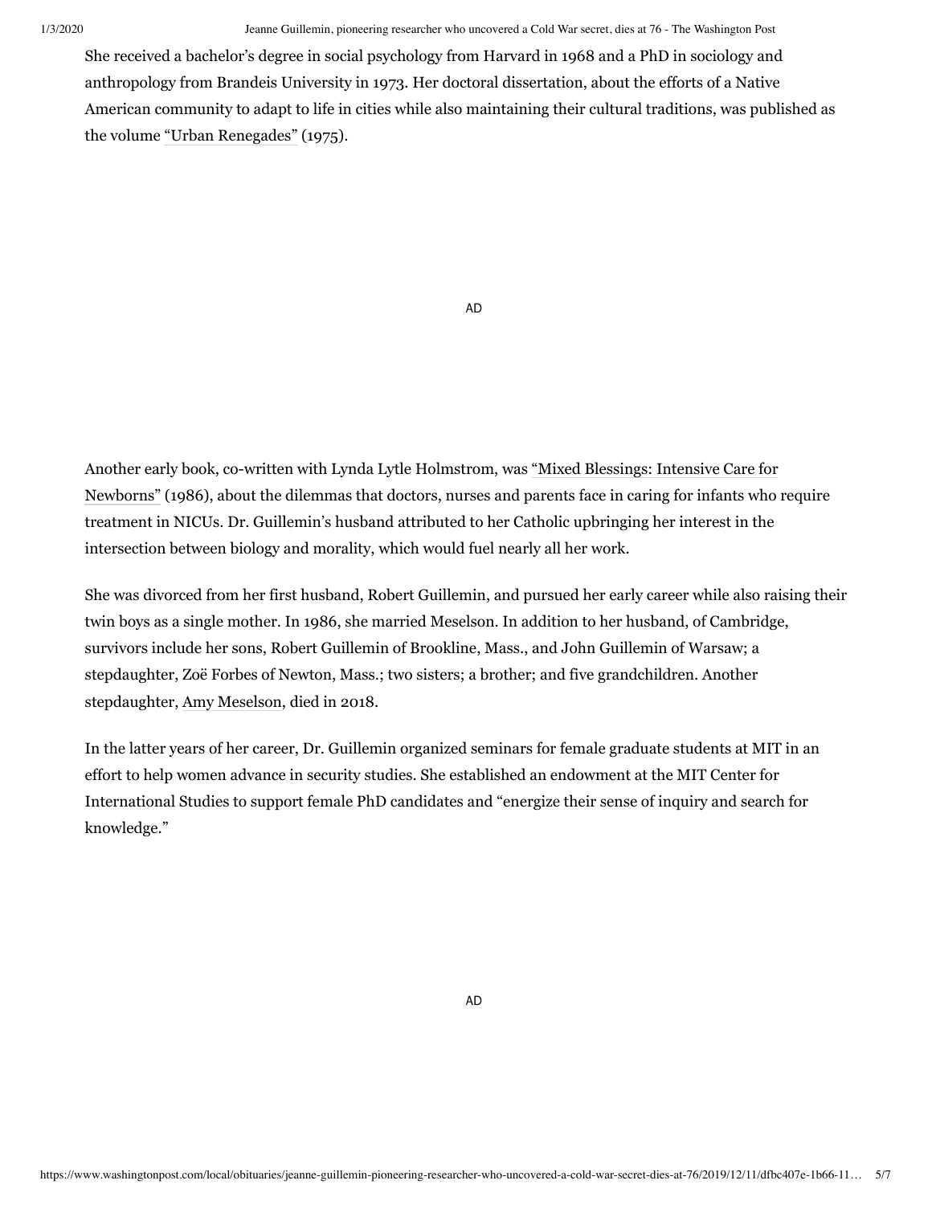She received a bachelor's degree in social psychology from Harvard in 1968 and a PhD in sociology and anthropology from Brandeis University in 1973. Her doctoral dissertation, about the efforts of a Native American community to adapt to life in cities while also maintaining their cultural traditions, was published as the volume "Urban Renegades" (1975).

Another early book, co-written with Lynda Lytle Holmstrom, was "Mixed Blessings: Intensive Care for Newborns" (1986), about the dilemmas that doctors, nurses and parents face in caring for infants who require treatment in NICUs. Dr. Guillemin's husband attributed to her Catholic upbringing her interest in the intersection between biology and morality, which would fuel nearly all her work.

She was divorced from her first husband, Robert Guillemin, and pursued her early career while also raising their twin boys as a single mother. In 1986, she married Meselson. In addition to her husband, of Cambridge, survivors include her sons, Robert Guillemin of Brookline, Mass., and John Guillemin of Warsaw; a stepdaughter, Zoë Forbes of Newton, Mass.; two sisters; a brother; and five grandchildren. Another stepdaughter, Amy Meselson, died in 2018.

In the latter years of her career, Dr. Guillemin organized seminars for female graduate students at MIT in an effort to help women advance in security studies. She established an endowment at the MIT Center for International Studies to support female PhD candidates and "energize their sense of inquiry and search for knowledge."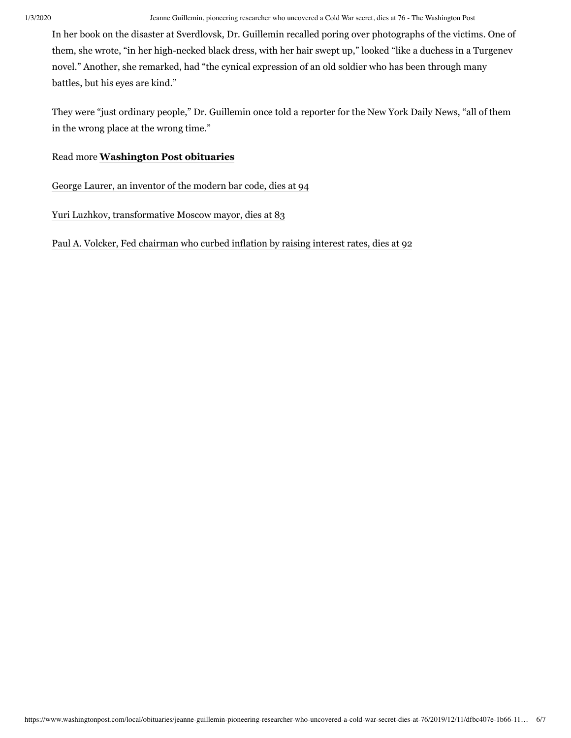In her book on the disaster at Sverdlovsk, Dr. Guillemin recalled poring over photographs of the victims. One of them, she wrote, "in her high-necked black dress, with her hair swept up," looked "like a duchess in a Turgenev novel." Another, she remarked, had "the cynical expression of an old soldier who has been through many battles, but his eyes are kind."

They were "just ordinary people," Dr. Guillemin once told a reporter for the New York Daily News, "all of them in the wrong place at the wrong time."

Read more **Washington Post obituaries**

George Laurer, an inventor of the modern bar code, dies at 94

Yuri Luzhkov, transformative Moscow mayor, dies at 83

Paul A. Volcker, Fed chairman who curbed inflation by raising interest rates, dies at 92